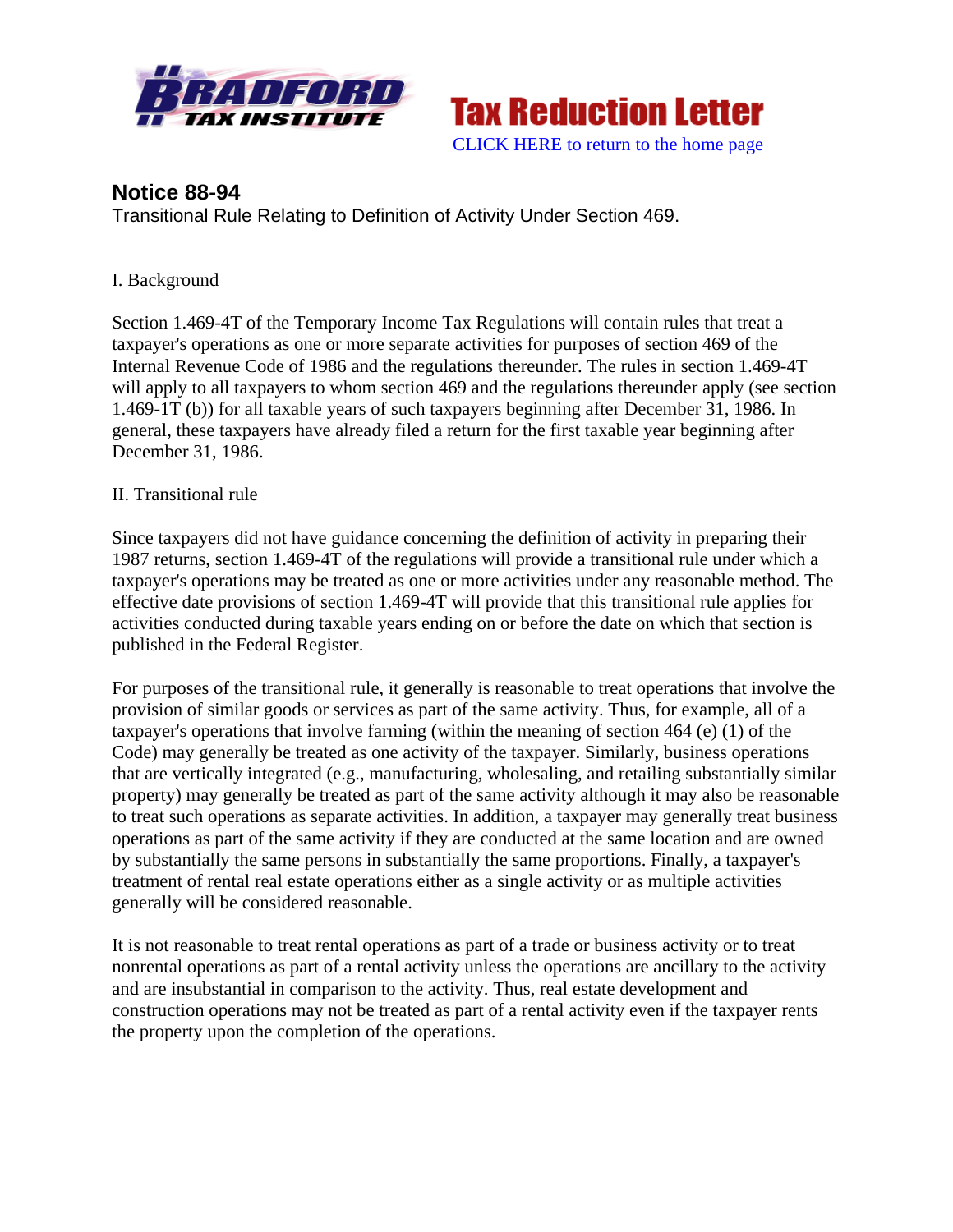# Notice 88-94

Transitional Rule Relating to Definition of Activity Under Section 469.

I. Background

Section 1.469-4T of the Temporary Income Tax Regulations will contain rules that treat a taxpayer's operations as one or more separate activities for purposes of section 469 of the Internal Revenue Code of 1986 and the regulations thereunder. The rules in section 1.469-4T will apply to all taxpayers to whom section 469 and the regulations thereunder apply (see section 1.469-1T (b)) for all taxable years of such taxpayers beginning after December 31, 1986. In general, these taxpayers have already filed a return for the first taxable year beginning after December 31, 1986.

II. Transitional rule

Since taxpayers did not have guidance concerning the definition of activity in preparing their 1987 returns, section 1.469-4T of the regulations will provide a transitional rule under which a taxpayer's operations may be treated as one or more activities under any reasonable method. The effective date provisions of section 1.469-4T will provide that this transitional rule applies for activities conducted during taxable years ending on or before the date on which that section is published in the Federal Register.

For purposes of the transitional rule, it generally is reasonable to treat operations that involve the provision of similar goods or services as part of the same activity. Thus, for example, all of a taxpayer's operations that involve farming (within the meaning of section 464 (e) (1) of the Code) may generally be treated as one activity of the taxpayer. Similarly, business operations that are vertically integrated (e.g., manufacturing, wholesaling, and retailing substantially similar property) may generally be treated as part of the same activity although it may also be reasonable to treat such operations as separate activities. In addition, a taxpayer may generally treat business operations as part of the same activity if they are conducted at the same location and are owned by substantially the same persons in substantially the same proportions. Finally, a taxpayer's treatment of rental real estate operations either as a single activity or as multiple activities generally will be considered reasonable.

It is not reasonable to treat rental operations as part of a trade or business activity or to treat nonrental operations as part of a rental activity unless the operations are ancillary to the activity and are insubstantial in comparison to the activity. Thus, real estate development and construction operations may not be treated as part of a rental activity even if the taxpayer rents the property upon the completion of the operations.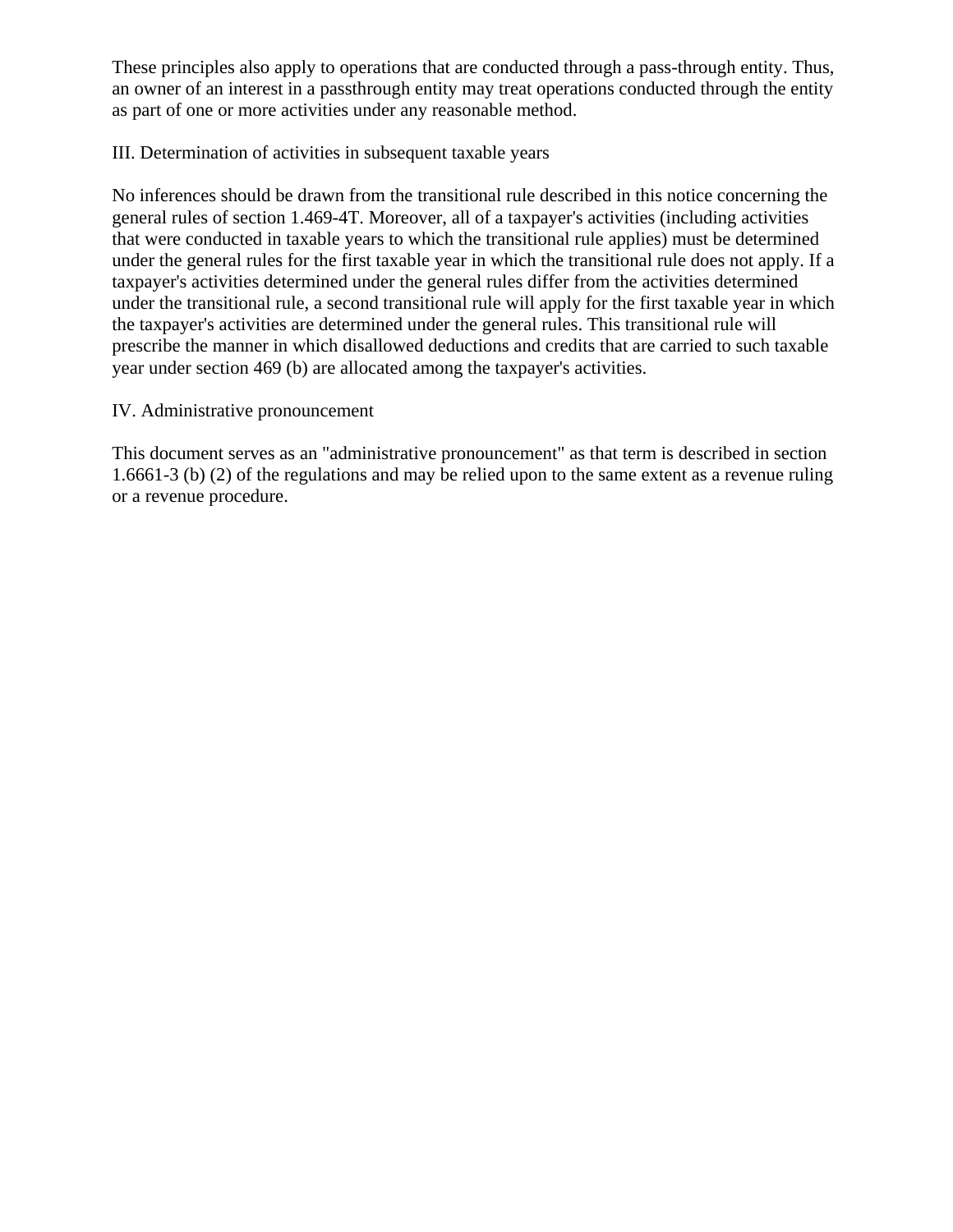These principles also apply to operations that are conducted through a pass-through entity. Thus, an owner of an interest in a passthrough entity may treat operations conducted through the entity as part of one or more activities under any reasonable method.

## III. Determination of activities in subsequent taxable years

No inferences should be drawn from the transitional rule described in this notice concerning the general rules of section 1.469-4T. Moreover, all of a taxpayer's activities (including activities that were conducted in taxable years to which the transitional rule applies) must be determined under the general rules for the first taxable year in which the transitional rule does not apply. If a taxpayer's activities determined under the general rules differ from the activities determined under the transitional rule, a second transitional rule will apply for the first taxable year in which the taxpayer's activities are determined under the general rules. This transitional rule will prescribe the manner in which disallowed deductions and credits that are carried to such taxable year under section 469 (b) are allocated among the taxpayer's activities.

## IV. Administrative pronouncement

This document serves as an "administrative pronouncement" as that term is described in section 1.6661-3 (b) (2) of the regulations and may be relied upon to the same extent as a revenue ruling or a revenue procedure.